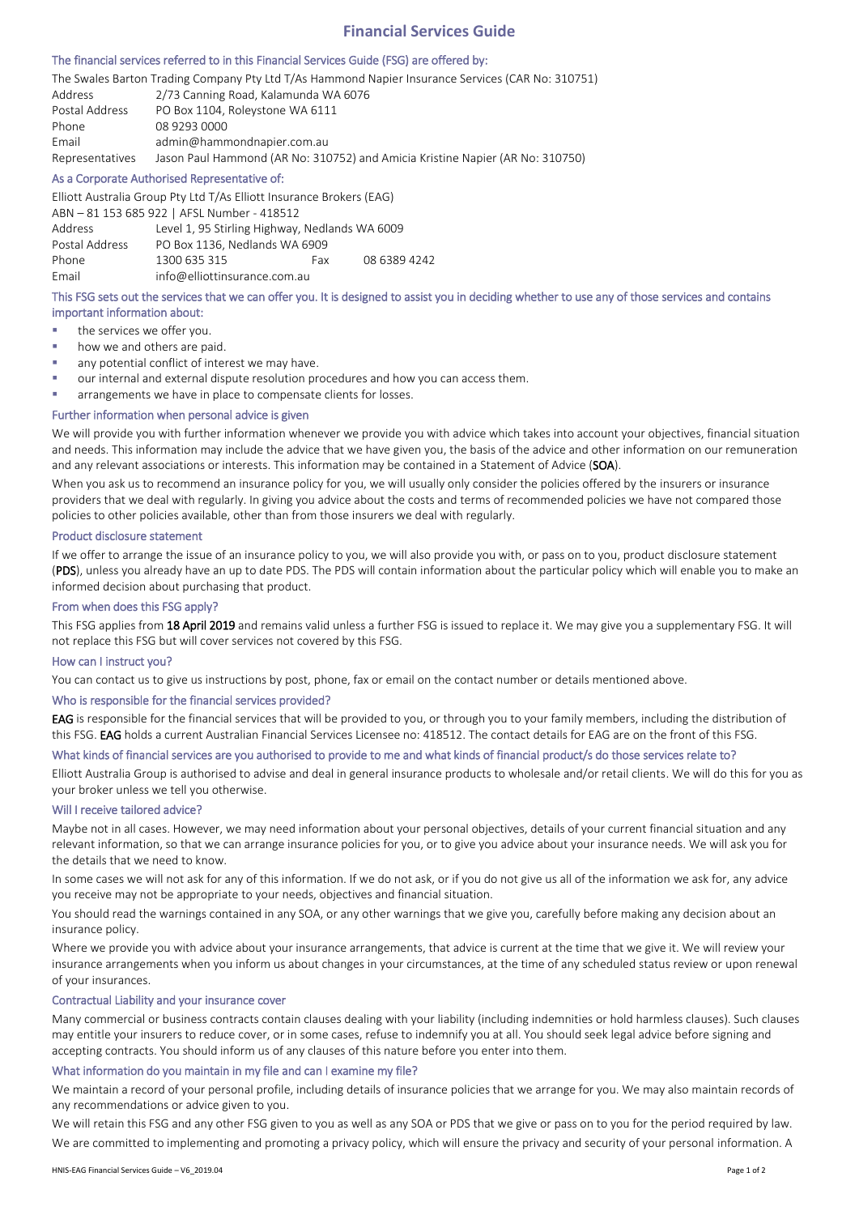# Financial Services Guide

### The financial services referred to in this Financial Services Guide (FSG) are offered by:

The Swales Barton Trading Company Pty Ltd T/As Hammond Napier Insurance Services (CAR No: 310751)

| | |
|---|---|
| Address | 2/73 Canning Road, Kalamunda WA 6076 |
| Postal Address | PO Box 1104, Roleystone WA 6111 |
| Phone | 08 9293 0000 |
| Email | admin@hammondnapier.com.au |
| Representatives | Jason Paul Hammond (AR No: 310752) and Amicia Kristine Napier (AR No: 310750) |

### As a Corporate Authorised Representative of:

Elliott Australia Group Pty Ltd T/As Elliott Insurance Brokers (EAG)
ABN – 81 153 685 922 | AFSL Number - 418512

| | | | |
|---|---|---|---|
| Address | Level 1, 95 Stirling Highway, Nedlands WA 6009 | | |
| Postal Address | PO Box 1136, Nedlands WA 6909 | | |
| Phone | 1300 635 315 | Fax | 08 6389 4242 |
| Email | info@elliottinsurance.com.au | | |

### This FSG sets out the services that we can offer you. It is designed to assist you in deciding whether to use any of those services and contains important information about:

- the services we offer you.
- how we and others are paid.
- any potential conflict of interest we may have.
- our internal and external dispute resolution procedures and how you can access them.
- arrangements we have in place to compensate clients for losses.

### Further information when personal advice is given

We will provide you with further information whenever we provide you with advice which takes into account your objectives, financial situation and needs. This information may include the advice that we have given you, the basis of the advice and other information on our remuneration and any relevant associations or interests. This information may be contained in a Statement of Advice (**SOA**).

When you ask us to recommend an insurance policy for you, we will usually only consider the policies offered by the insurers or insurance providers that we deal with regularly. In giving you advice about the costs and terms of recommended policies we have not compared those policies to other policies available, other than from those insurers we deal with regularly.

### Product disclosure statement

If we offer to arrange the issue of an insurance policy to you, we will also provide you with, or pass on to you, product disclosure statement (**PDS**), unless you already have an up to date PDS. The PDS will contain information about the particular policy which will enable you to make an informed decision about purchasing that product.

### From when does this FSG apply?

This FSG applies from **18 April 2019** and remains valid unless a further FSG is issued to replace it. We may give you a supplementary FSG. It will not replace this FSG but will cover services not covered by this FSG.

### How can I instruct you?

You can contact us to give us instructions by post, phone, fax or email on the contact number or details mentioned above.

### Who is responsible for the financial services provided?

**EAG** is responsible for the financial services that will be provided to you, or through you to your family members, including the distribution of this FSG. **EAG** holds a current Australian Financial Services Licensee no: 418512. The contact details for EAG are on the front of this FSG.

### What kinds of financial services are you authorised to provide to me and what kinds of financial product/s do those services relate to?

Elliott Australia Group is authorised to advise and deal in general insurance products to wholesale and/or retail clients. We will do this for you as your broker unless we tell you otherwise.

### Will I receive tailored advice?

Maybe not in all cases. However, we may need information about your personal objectives, details of your current financial situation and any relevant information, so that we can arrange insurance policies for you, or to give you advice about your insurance needs. We will ask you for the details that we need to know.

In some cases we will not ask for any of this information. If we do not ask, or if you do not give us all of the information we ask for, any advice you receive may not be appropriate to your needs, objectives and financial situation.

You should read the warnings contained in any SOA, or any other warnings that we give you, carefully before making any decision about an insurance policy.

Where we provide you with advice about your insurance arrangements, that advice is current at the time that we give it. We will review your insurance arrangements when you inform us about changes in your circumstances, at the time of any scheduled status review or upon renewal of your insurances.

### Contractual Liability and your insurance cover

Many commercial or business contracts contain clauses dealing with your liability (including indemnities or hold harmless clauses). Such clauses may entitle your insurers to reduce cover, or in some cases, refuse to indemnify you at all. You should seek legal advice before signing and accepting contracts. You should inform us of any clauses of this nature before you enter into them.

### What information do you maintain in my file and can I examine my file?

We maintain a record of your personal profile, including details of insurance policies that we arrange for you. We may also maintain records of any recommendations or advice given to you.

We will retain this FSG and any other FSG given to you as well as any SOA or PDS that we give or pass on to you for the period required by law.

We are committed to implementing and promoting a privacy policy, which will ensure the privacy and security of your personal information. A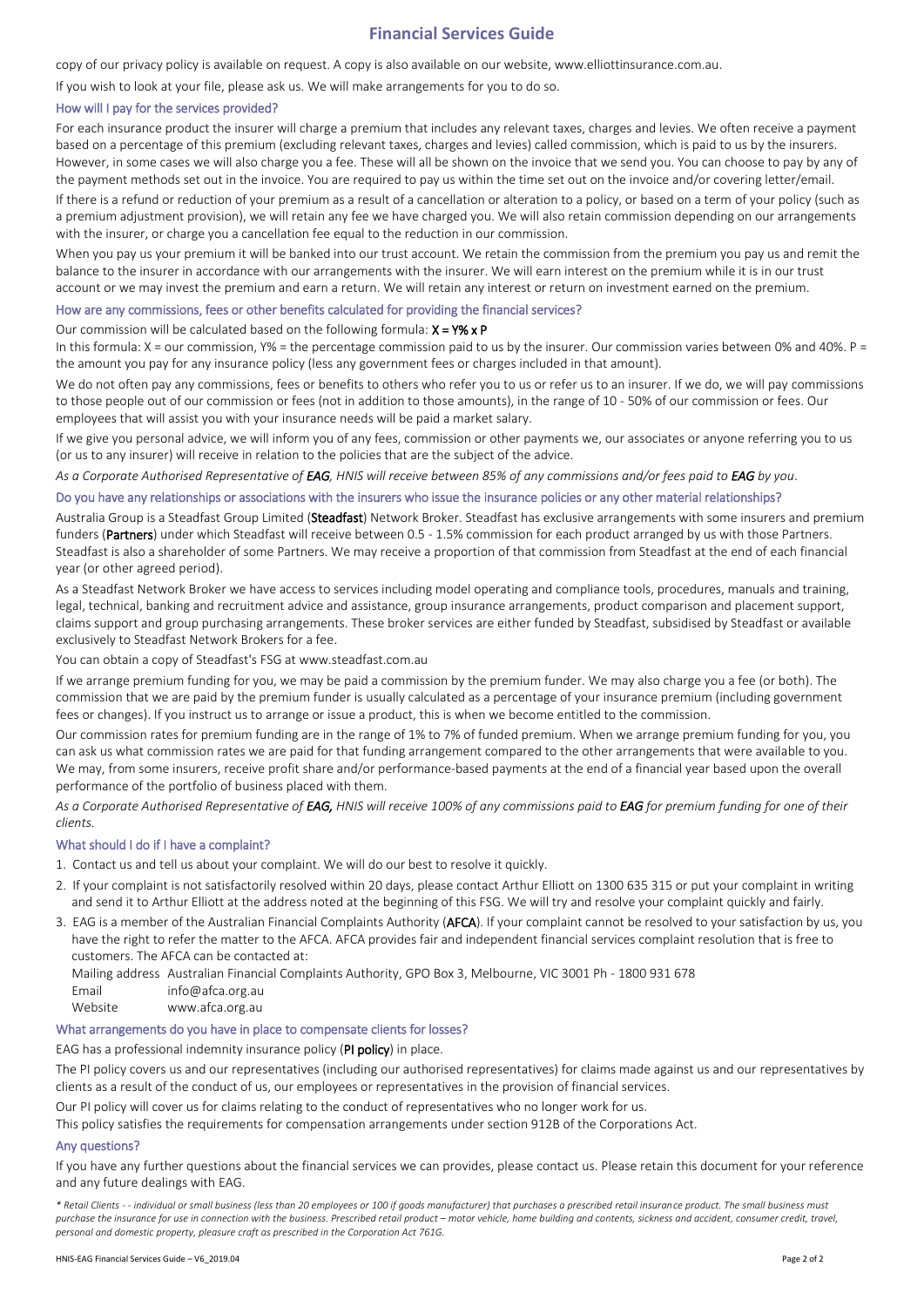# Financial Services Guide

copy of our privacy policy is available on request. A copy is also available on our website, www.elliottinsurance.com.au.

If you wish to look at your file, please ask us. We will make arrangements for you to do so.

## How will I pay for the services provided?

For each insurance product the insurer will charge a premium that includes any relevant taxes, charges and levies. We often receive a payment based on a percentage of this premium (excluding relevant taxes, charges and levies) called commission, which is paid to us by the insurers. However, in some cases we will also charge you a fee. These will all be shown on the invoice that we send you. You can choose to pay by any of the payment methods set out in the invoice. You are required to pay us within the time set out on the invoice and/or covering letter/email.

If there is a refund or reduction of your premium as a result of a cancellation or alteration to a policy, or based on a term of your policy (such as a premium adjustment provision), we will retain any fee we have charged you. We will also retain commission depending on our arrangements with the insurer, or charge you a cancellation fee equal to the reduction in our commission.

When you pay us your premium it will be banked into our trust account. We retain the commission from the premium you pay us and remit the balance to the insurer in accordance with our arrangements with the insurer. We will earn interest on the premium while it is in our trust account or we may invest the premium and earn a return. We will retain any interest or return on investment earned on the premium.

## How are any commissions, fees or other benefits calculated for providing the financial services?

Our commission will be calculated based on the following formula: **X = Y% x P**

In this formula: X = our commission, Y% = the percentage commission paid to us by the insurer. Our commission varies between 0% and 40%. P = the amount you pay for any insurance policy (less any government fees or charges included in that amount).

We do not often pay any commissions, fees or benefits to others who refer you to us or refer us to an insurer. If we do, we will pay commissions to those people out of our commission or fees (not in addition to those amounts), in the range of 10 - 50% of our commission or fees. Our employees that will assist you with your insurance needs will be paid a market salary.

If we give you personal advice, we will inform you of any fees, commission or other payments we, our associates or anyone referring you to us (or us to any insurer) will receive in relation to the policies that are the subject of the advice.

*As a Corporate Authorised Representative of **EAG**, HNIS will receive between 85% of any commissions and/or fees paid to **EAG** by you.*

## Do you have any relationships or associations with the insurers who issue the insurance policies or any other material relationships?

Australia Group is a Steadfast Group Limited (**Steadfast**) Network Broker. Steadfast has exclusive arrangements with some insurers and premium funders (**Partners**) under which Steadfast will receive between 0.5 - 1.5% commission for each product arranged by us with those Partners. Steadfast is also a shareholder of some Partners. We may receive a proportion of that commission from Steadfast at the end of each financial year (or other agreed period).

As a Steadfast Network Broker we have access to services including model operating and compliance tools, procedures, manuals and training, legal, technical, banking and recruitment advice and assistance, group insurance arrangements, product comparison and placement support, claims support and group purchasing arrangements. These broker services are either funded by Steadfast, subsidised by Steadfast or available exclusively to Steadfast Network Brokers for a fee.

You can obtain a copy of Steadfast's FSG at www.steadfast.com.au

If we arrange premium funding for you, we may be paid a commission by the premium funder. We may also charge you a fee (or both). The commission that we are paid by the premium funder is usually calculated as a percentage of your insurance premium (including government fees or changes). If you instruct us to arrange or issue a product, this is when we become entitled to the commission.

Our commission rates for premium funding are in the range of 1% to 7% of funded premium. When we arrange premium funding for you, you can ask us what commission rates we are paid for that funding arrangement compared to the other arrangements that were available to you. We may, from some insurers, receive profit share and/or performance-based payments at the end of a financial year based upon the overall performance of the portfolio of business placed with them.

*As a Corporate Authorised Representative of **EAG,** HNIS will receive 100% of any commissions paid to **EAG** for premium funding for one of their clients.*

## What should I do if I have a complaint?

1. Contact us and tell us about your complaint. We will do our best to resolve it quickly.
2. If your complaint is not satisfactorily resolved within 20 days, please contact Arthur Elliott on 1300 635 315 or put your complaint in writing and send it to Arthur Elliott at the address noted at the beginning of this FSG. We will try and resolve your complaint quickly and fairly.
3. EAG is a member of the Australian Financial Complaints Authority (**AFCA**). If your complaint cannot be resolved to your satisfaction by us, you have the right to refer the matter to the AFCA. AFCA provides fair and independent financial services complaint resolution that is free to customers. The AFCA can be contacted at:

   Mailing address Australian Financial Complaints Authority, GPO Box 3, Melbourne, VIC 3001 Ph - 1800 931 678
   Email info@afca.org.au
   Website www.afca.org.au

## What arrangements do you have in place to compensate clients for losses?

EAG has a professional indemnity insurance policy (**PI policy**) in place.

The PI policy covers us and our representatives (including our authorised representatives) for claims made against us and our representatives by clients as a result of the conduct of us, our employees or representatives in the provision of financial services.

Our PI policy will cover us for claims relating to the conduct of representatives who no longer work for us.

This policy satisfies the requirements for compensation arrangements under section 912B of the Corporations Act.

## Any questions?

If you have any further questions about the financial services we can provides, please contact us. Please retain this document for your reference and any future dealings with EAG.

*\* Retail Clients - - individual or small business (less than 20 employees or 100 if goods manufacturer) that purchases a prescribed retail insurance product. The small business must purchase the insurance for use in connection with the business. Prescribed retail product – motor vehicle, home building and contents, sickness and accident, consumer credit, travel, personal and domestic property, pleasure craft as prescribed in the Corporation Act 761G.*

HNIS-EAG Financial Services Guide – V6_2019.04